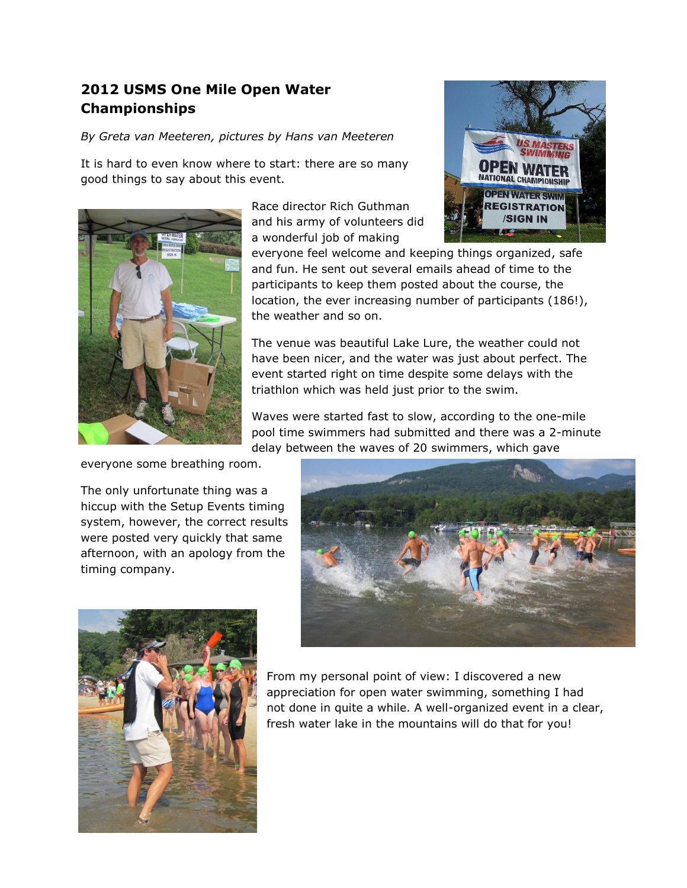## 2012 USMS One Mile Open Water Championships

*By Greta van Meeteren, pictures by Hans van Meeteren*

It is hard to even know where to start: there are so many good things to say about this event.

Race director Rich Guthman and his army of volunteers did a wonderful job of making everyone feel welcome and keeping things organized, safe and fun. He sent out several emails ahead of time to the participants to keep them posted about the course, the location, the ever increasing number of participants (186!), the weather and so on.

The venue was beautiful Lake Lure, the weather could not have been nicer, and the water was just about perfect. The event started right on time despite some delays with the triathlon which was held just prior to the swim.

Waves were started fast to slow, according to the one-mile pool time swimmers had submitted and there was a 2-minute delay between the waves of 20 swimmers, which gave everyone some breathing room.

The only unfortunate thing was a hiccup with the Setup Events timing system, however, the correct results were posted very quickly that same afternoon, with an apology from the timing company.

From my personal point of view: I discovered a new appreciation for open water swimming, something I had not done in quite a while. A well-organized event in a clear, fresh water lake in the mountains will do that for you!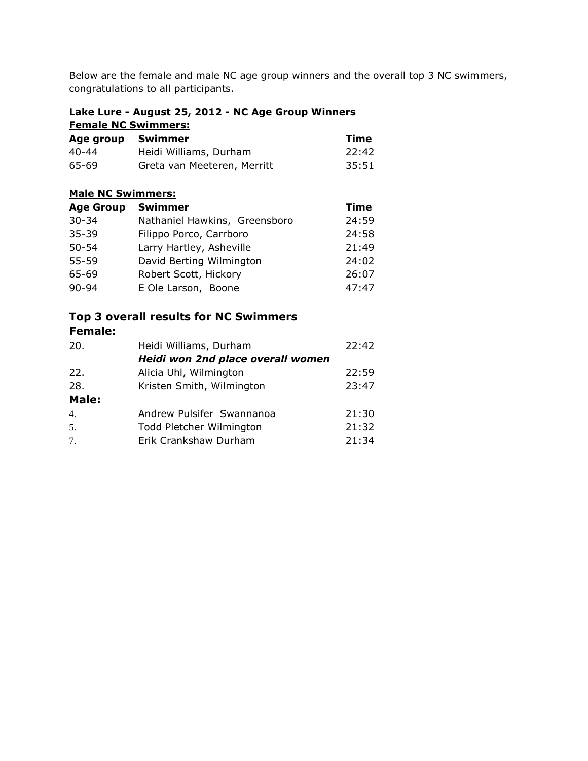Below are the female and male NC age group winners and the overall top 3 NC swimmers, congratulations to all participants.

**Lake Lure - August 25, 2012 - NC Age Group Winners**

**Female NC Swimmers:**

| Age group | Swimmer | Time |
|---|---|---|
| 40-44 | Heidi Williams, Durham | 22:42 |
| 65-69 | Greta van Meeteren, Merritt | 35:51 |

**Male NC Swimmers:**

| Age Group | Swimmer | Time |
|---|---|---|
| 30-34 | Nathaniel Hawkins, Greensboro | 24:59 |
| 35-39 | Filippo Porco, Carrboro | 24:58 |
| 50-54 | Larry Hartley, Asheville | 21:49 |
| 55-59 | David Berting Wilmington | 24:02 |
| 65-69 | Robert Scott, Hickory | 26:07 |
| 90-94 | E Ole Larson, Boone | 47:47 |

## Top 3 overall results for NC Swimmers

**Female:**

| | | |
|---|---|---|
| 20. | Heidi Williams, Durham | 22:42 |
| | ***Heidi won 2nd place overall women*** | |
| 22. | Alicia Uhl, Wilmington | 22:59 |
| 28. | Kristen Smith, Wilmington | 23:47 |

**Male:**

| | | |
|---|---|---|
| 4. | Andrew Pulsifer Swannanoa | 21:30 |
| 5. | Todd Pletcher Wilmington | 21:32 |
| 7. | Erik Crankshaw Durham | 21:34 |